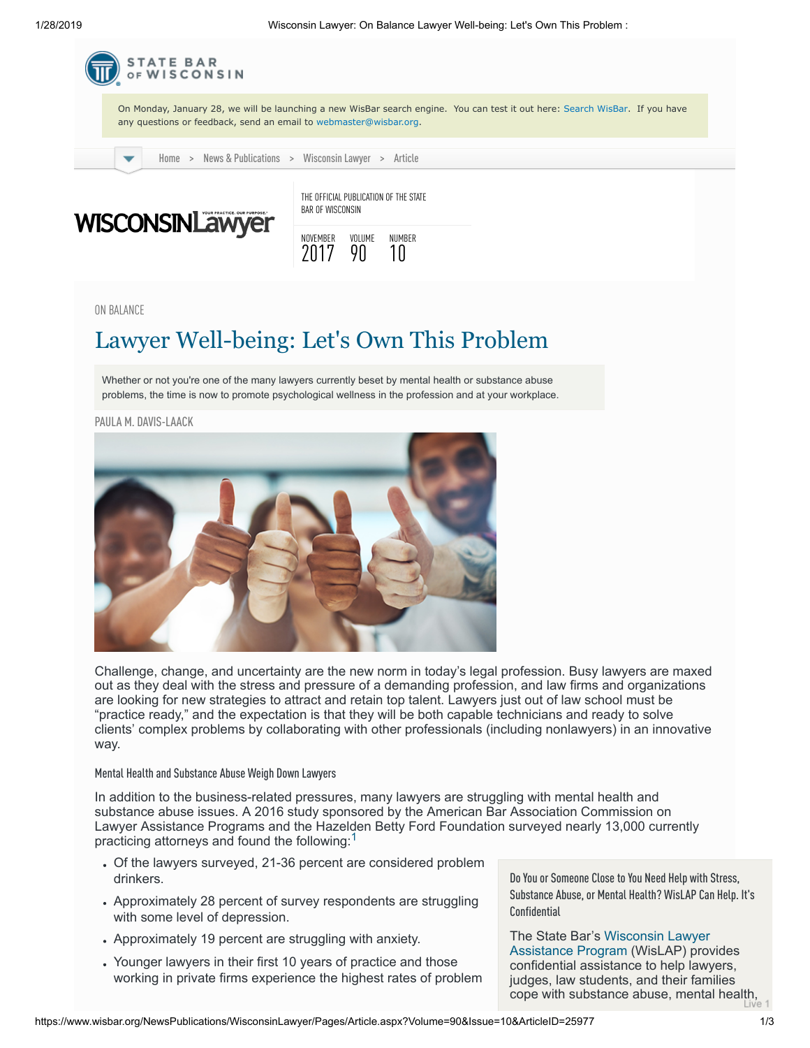STATE BAR OF WISCONSIN

On Monday, January 28, we will be launching a new WisBar search engine. You can test it out here: Search WisBar. If you have any questions or feedback, send an email to webmaster@wisbar.org.

Home > News & Publications > Wisconsin Lawyer > Article

WISCONSIN Lawyer

THE OFFICIAL PUBLICATION OF THE STATE BAR OF WISCONSIN

NOVEMBER 2017 VOLUME 90 NUMBER 10

ON BALANCE

# Lawyer Well-being: Let's Own This Problem

Whether or not you're one of the many lawyers currently beset by mental health or substance abuse problems, the time is now to promote psychological wellness in the profession and at your workplace.

PAULA M. DAVIS-LAACK

Challenge, change, and uncertainty are the new norm in today's legal profession. Busy lawyers are maxed out as they deal with the stress and pressure of a demanding profession, and law firms and organizations are looking for new strategies to attract and retain top talent. Lawyers just out of law school must be "practice ready," and the expectation is that they will be both capable technicians and ready to solve clients' complex problems by collaborating with other professionals (including nonlawyers) in an innovative way.

## Mental Health and Substance Abuse Weigh Down Lawyers

In addition to the business-related pressures, many lawyers are struggling with mental health and substance abuse issues. A 2016 study sponsored by the American Bar Association Commission on Lawyer Assistance Programs and the Hazelden Betty Ford Foundation surveyed nearly 13,000 currently practicing attorneys and found the following:[1]

- Of the lawyers surveyed, 21-36 percent are considered problem drinkers.
- Approximately 28 percent of survey respondents are struggling with some level of depression.
- Approximately 19 percent are struggling with anxiety.
- Younger lawyers in their first 10 years of practice and those working in private firms experience the highest rates of problem

### Do You or Someone Close to You Need Help with Stress, Substance Abuse, or Mental Health? WisLAP Can Help. It's Confidential

The State Bar's Wisconsin Lawyer Assistance Program (WisLAP) provides confidential assistance to help lawyers, judges, law students, and their families cope with substance abuse, mental health,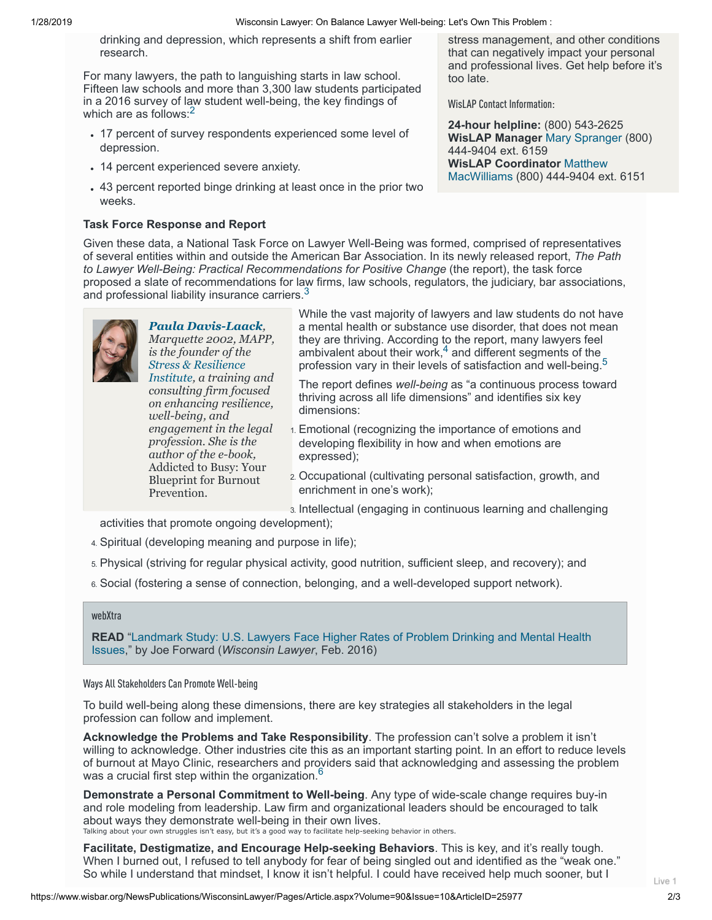drinking and depression, which represents a shift from earlier research.

For many lawyers, the path to languishing starts in law school. Fifteen law schools and more than 3,300 law students participated in a 2016 survey of law student well-being, the key findings of which are as follows:[2]

- 17 percent of survey respondents experienced some level of depression.
- 14 percent experienced severe anxiety.
- 43 percent reported binge drinking at least once in the prior two weeks.

stress management, and other conditions that can negatively impact your personal and professional lives. Get help before it's too late.

WisLAP Contact Information:

**24-hour helpline:** (800) 543-2625
**WisLAP Manager** Mary Spranger (800) 444-9404 ext. 6159
**WisLAP Coordinator** Matthew MacWilliams (800) 444-9404 ext. 6151

### Task Force Response and Report

Given these data, a National Task Force on Lawyer Well-Being was formed, comprised of representatives of several entities within and outside the American Bar Association. In its newly released report, *The Path to Lawyer Well-Being: Practical Recommendations for Positive Change* (the report), the task force proposed a slate of recommendations for law firms, law schools, regulators, the judiciary, bar associations, and professional liability insurance carriers.[3]

***Paula Davis-Laack**, Marquette 2002, MAPP, is the founder of the Stress & Resilience Institute, a training and consulting firm focused on enhancing resilience, well-being, and engagement in the legal profession. She is the author of the e-book,* Addicted to Busy: Your Blueprint for Burnout Prevention.

While the vast majority of lawyers and law students do not have a mental health or substance use disorder, that does not mean they are thriving. According to the report, many lawyers feel ambivalent about their work,[4] and different segments of the profession vary in their levels of satisfaction and well-being.[5]

The report defines *well-being* as "a continuous process toward thriving across all life dimensions" and identifies six key dimensions:

1. Emotional (recognizing the importance of emotions and developing flexibility in how and when emotions are expressed);
2. Occupational (cultivating personal satisfaction, growth, and enrichment in one's work);
3. Intellectual (engaging in continuous learning and challenging activities that promote ongoing development);
4. Spiritual (developing meaning and purpose in life);
5. Physical (striving for regular physical activity, good nutrition, sufficient sleep, and recovery); and
6. Social (fostering a sense of connection, belonging, and a well-developed support network).

webXtra

**READ** "Landmark Study: U.S. Lawyers Face Higher Rates of Problem Drinking and Mental Health Issues," by Joe Forward (*Wisconsin Lawyer*, Feb. 2016)

### Ways All Stakeholders Can Promote Well-being

To build well-being along these dimensions, there are key strategies all stakeholders in the legal profession can follow and implement.

**Acknowledge the Problems and Take Responsibility**. The profession can't solve a problem it isn't willing to acknowledge. Other industries cite this as an important starting point. In an effort to reduce levels of burnout at Mayo Clinic, researchers and providers said that acknowledging and assessing the problem was a crucial first step within the organization.[6]

**Demonstrate a Personal Commitment to Well-being**. Any type of wide-scale change requires buy-in and role modeling from leadership. Law firm and organizational leaders should be encouraged to talk about ways they demonstrate well-being in their own lives.

Talking about your own struggles isn't easy, but it's a good way to facilitate help-seeking behavior in others.

**Facilitate, Destigmatize, and Encourage Help-seeking Behaviors**. This is key, and it's really tough. When I burned out, I refused to tell anybody for fear of being singled out and identified as the "weak one." So while I understand that mindset, I know it isn't helpful. I could have received help much sooner, but I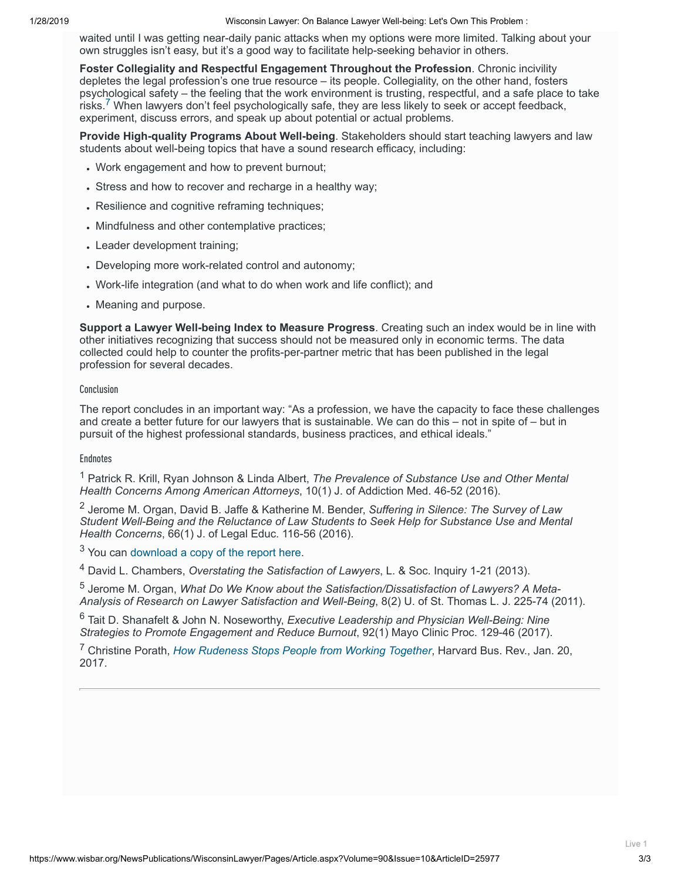waited until I was getting near-daily panic attacks when my options were more limited. Talking about your own struggles isn't easy, but it's a good way to facilitate help-seeking behavior in others.

**Foster Collegiality and Respectful Engagement Throughout the Profession**. Chronic incivility depletes the legal profession's one true resource – its people. Collegiality, on the other hand, fosters psychological safety – the feeling that the work environment is trusting, respectful, and a safe place to take risks.[7] When lawyers don't feel psychologically safe, they are less likely to seek or accept feedback, experiment, discuss errors, and speak up about potential or actual problems.

**Provide High-quality Programs About Well-being**. Stakeholders should start teaching lawyers and law students about well-being topics that have a sound research efficacy, including:

- Work engagement and how to prevent burnout;
- Stress and how to recover and recharge in a healthy way;
- Resilience and cognitive reframing techniques;
- Mindfulness and other contemplative practices;
- Leader development training;
- Developing more work-related control and autonomy;
- Work-life integration (and what to do when work and life conflict); and
- Meaning and purpose.

**Support a Lawyer Well-being Index to Measure Progress**. Creating such an index would be in line with other initiatives recognizing that success should not be measured only in economic terms. The data collected could help to counter the profits-per-partner metric that has been published in the legal profession for several decades.

## Conclusion

The report concludes in an important way: "As a profession, we have the capacity to face these challenges and create a better future for our lawyers that is sustainable. We can do this – not in spite of – but in pursuit of the highest professional standards, business practices, and ethical ideals."

## Endnotes

[1] Patrick R. Krill, Ryan Johnson & Linda Albert, *The Prevalence of Substance Use and Other Mental Health Concerns Among American Attorneys*, 10(1) J. of Addiction Med. 46-52 (2016).

[2] Jerome M. Organ, David B. Jaffe & Katherine M. Bender, *Suffering in Silence: The Survey of Law Student Well-Being and the Reluctance of Law Students to Seek Help for Substance Use and Mental Health Concerns*, 66(1) J. of Legal Educ. 116-56 (2016).

[3] You can download a copy of the report here.

[4] David L. Chambers, *Overstating the Satisfaction of Lawyers*, L. & Soc. Inquiry 1-21 (2013).

[5] Jerome M. Organ, *What Do We Know about the Satisfaction/Dissatisfaction of Lawyers? A Meta-Analysis of Research on Lawyer Satisfaction and Well-Being*, 8(2) U. of St. Thomas L. J. 225-74 (2011).

[6] Tait D. Shanafelt & John N. Noseworthy, *Executive Leadership and Physician Well-Being: Nine Strategies to Promote Engagement and Reduce Burnout*, 92(1) Mayo Clinic Proc. 129-46 (2017).

[7] Christine Porath, *How Rudeness Stops People from Working Together*, Harvard Bus. Rev., Jan. 20, 2017.